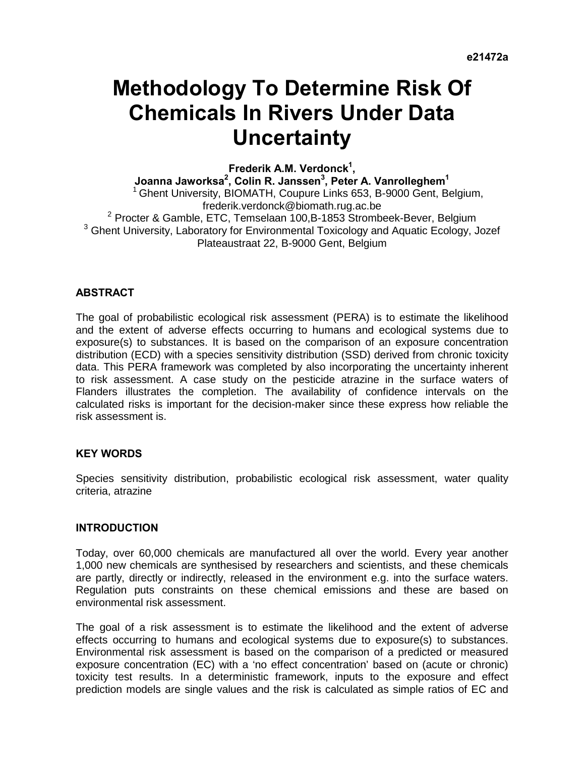e21472a

# Methodology To Determine Risk Of Chemicals In Rivers Under Data Uncertainty

**Frederik A.M. Verdonck[1], Joanna Jaworksa[2], Colin R. Janssen[3], Peter A. Vanrolleghem[1]**

[1] Ghent University, BIOMATH, Coupure Links 653, B-9000 Gent, Belgium, frederik.verdonck@biomath.rug.ac.be

[2] Procter & Gamble, ETC, Temselaan 100,B-1853 Strombeek-Bever, Belgium

[3] Ghent University, Laboratory for Environmental Toxicology and Aquatic Ecology, Jozef Plateaustraat 22, B-9000 Gent, Belgium

## ABSTRACT

The goal of probabilistic ecological risk assessment (PERA) is to estimate the likelihood and the extent of adverse effects occurring to humans and ecological systems due to exposure(s) to substances. It is based on the comparison of an exposure concentration distribution (ECD) with a species sensitivity distribution (SSD) derived from chronic toxicity data. This PERA framework was completed by also incorporating the uncertainty inherent to risk assessment. A case study on the pesticide atrazine in the surface waters of Flanders illustrates the completion. The availability of confidence intervals on the calculated risks is important for the decision-maker since these express how reliable the risk assessment is.

## KEY WORDS

Species sensitivity distribution, probabilistic ecological risk assessment, water quality criteria, atrazine

## INTRODUCTION

Today, over 60,000 chemicals are manufactured all over the world. Every year another 1,000 new chemicals are synthesised by researchers and scientists, and these chemicals are partly, directly or indirectly, released in the environment e.g. into the surface waters. Regulation puts constraints on these chemical emissions and these are based on environmental risk assessment.

The goal of a risk assessment is to estimate the likelihood and the extent of adverse effects occurring to humans and ecological systems due to exposure(s) to substances. Environmental risk assessment is based on the comparison of a predicted or measured exposure concentration (EC) with a 'no effect concentration' based on (acute or chronic) toxicity test results. In a deterministic framework, inputs to the exposure and effect prediction models are single values and the risk is calculated as simple ratios of EC and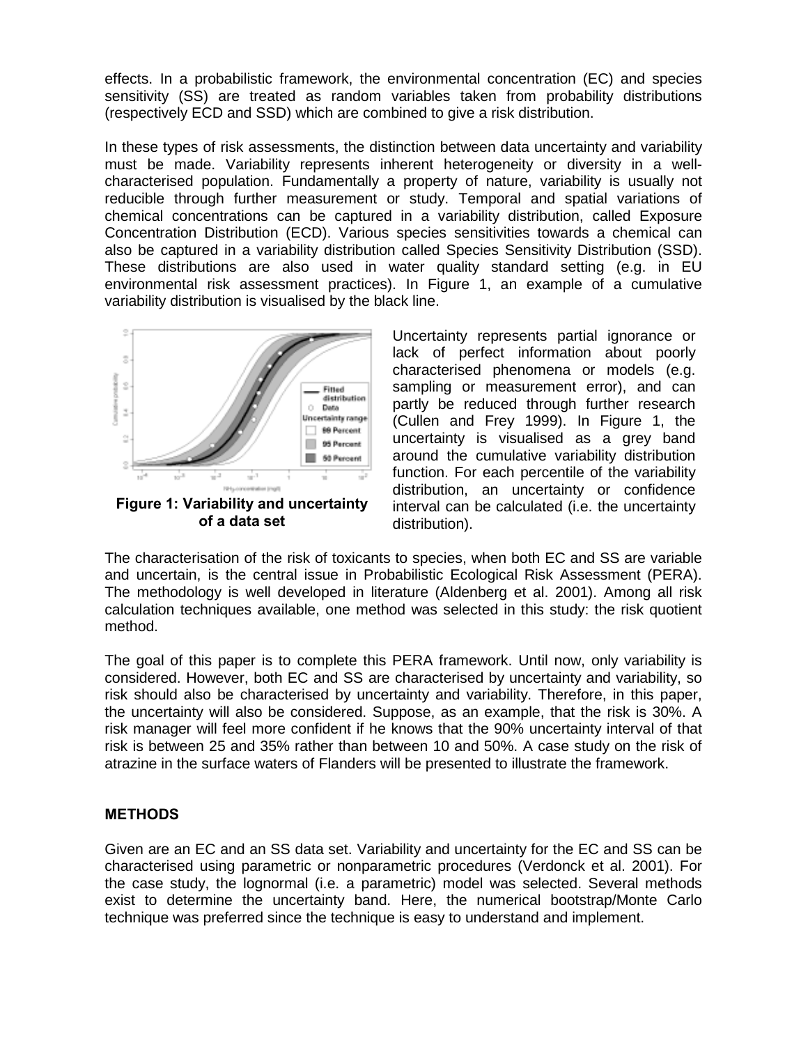effects. In a probabilistic framework, the environmental concentration (EC) and species sensitivity (SS) are treated as random variables taken from probability distributions (respectively ECD and SSD) which are combined to give a risk distribution.

In these types of risk assessments, the distinction between data uncertainty and variability must be made. Variability represents inherent heterogeneity or diversity in a well-characterised population. Fundamentally a property of nature, variability is usually not reducible through further measurement or study. Temporal and spatial variations of chemical concentrations can be captured in a variability distribution, called Exposure Concentration Distribution (ECD). Various species sensitivities towards a chemical can also be captured in a variability distribution called Species Sensitivity Distribution (SSD). These distributions are also used in water quality standard setting (e.g. in EU environmental risk assessment practices). In Figure 1, an example of a cumulative variability distribution is visualised by the black line.

**Figure 1: Variability and uncertainty of a data set**

Uncertainty represents partial ignorance or lack of perfect information about poorly characterised phenomena or models (e.g. sampling or measurement error), and can partly be reduced through further research (Cullen and Frey 1999). In Figure 1, the uncertainty is visualised as a grey band around the cumulative variability distribution function. For each percentile of the variability distribution, an uncertainty or confidence interval can be calculated (i.e. the uncertainty distribution).

The characterisation of the risk of toxicants to species, when both EC and SS are variable and uncertain, is the central issue in Probabilistic Ecological Risk Assessment (PERA). The methodology is well developed in literature (Aldenberg et al. 2001). Among all risk calculation techniques available, one method was selected in this study: the risk quotient method.

The goal of this paper is to complete this PERA framework. Until now, only variability is considered. However, both EC and SS are characterised by uncertainty and variability, so risk should also be characterised by uncertainty and variability. Therefore, in this paper, the uncertainty will also be considered. Suppose, as an example, that the risk is 30%. A risk manager will feel more confident if he knows that the 90% uncertainty interval of that risk is between 25 and 35% rather than between 10 and 50%. A case study on the risk of atrazine in the surface waters of Flanders will be presented to illustrate the framework.

## METHODS

Given are an EC and an SS data set. Variability and uncertainty for the EC and SS can be characterised using parametric or nonparametric procedures (Verdonck et al. 2001). For the case study, the lognormal (i.e. a parametric) model was selected. Several methods exist to determine the uncertainty band. Here, the numerical bootstrap/Monte Carlo technique was preferred since the technique is easy to understand and implement.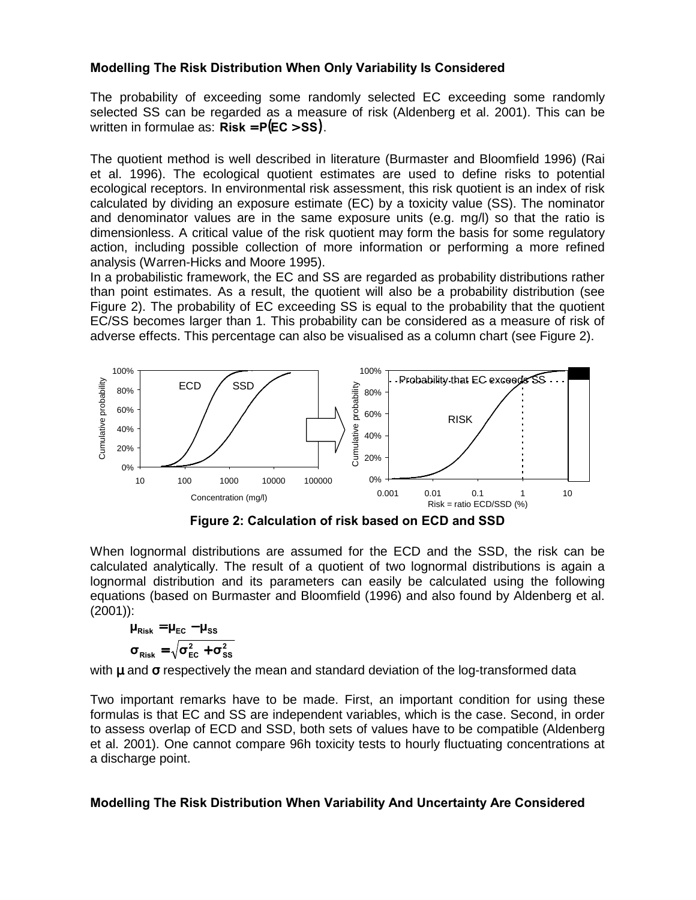**Modelling The Risk Distribution When Only Variability Is Considered**

The probability of exceeding some randomly selected EC exceeding some randomly selected SS can be regarded as a measure of risk (Aldenberg et al. 2001). This can be written in formulae as: $\mathbf{Risk = P(EC > SS)}$.

The quotient method is well described in literature (Burmaster and Bloomfield 1996) (Rai et al. 1996). The ecological quotient estimates are used to define risks to potential ecological receptors. In environmental risk assessment, this risk quotient is an index of risk calculated by dividing an exposure estimate (EC) by a toxicity value (SS). The nominator and denominator values are in the same exposure units (e.g. mg/l) so that the ratio is dimensionless. A critical value of the risk quotient may form the basis for some regulatory action, including possible collection of more information or performing a more refined analysis (Warren-Hicks and Moore 1995).
In a probabilistic framework, the EC and SS are regarded as probability distributions rather than point estimates. As a result, the quotient will also be a probability distribution (see Figure 2). The probability of EC exceeding SS is equal to the probability that the quotient EC/SS becomes larger than 1. This probability can be considered as a measure of risk of adverse effects. This percentage can also be visualised as a column chart (see Figure 2).

**Figure 2: Calculation of risk based on ECD and SSD**

When lognormal distributions are assumed for the ECD and the SSD, the risk can be calculated analytically. The result of a quotient of two lognormal distributions is again a lognormal distribution and its parameters can easily be calculated using the following equations (based on Burmaster and Bloomfield (1996) and also found by Aldenberg et al. (2001)):

$$\mu_{Risk} = \mu_{EC} - \mu_{SS}$$

$$\sigma_{Risk} = \sqrt{\sigma_{EC}^2 + \sigma_{SS}^2}$$

with $\mu$ and $\sigma$ respectively the mean and standard deviation of the log-transformed data

Two important remarks have to be made. First, an important condition for using these formulas is that EC and SS are independent variables, which is the case. Second, in order to assess overlap of ECD and SSD, both sets of values have to be compatible (Aldenberg et al. 2001). One cannot compare 96h toxicity tests to hourly fluctuating concentrations at a discharge point.

**Modelling The Risk Distribution When Variability And Uncertainty Are Considered**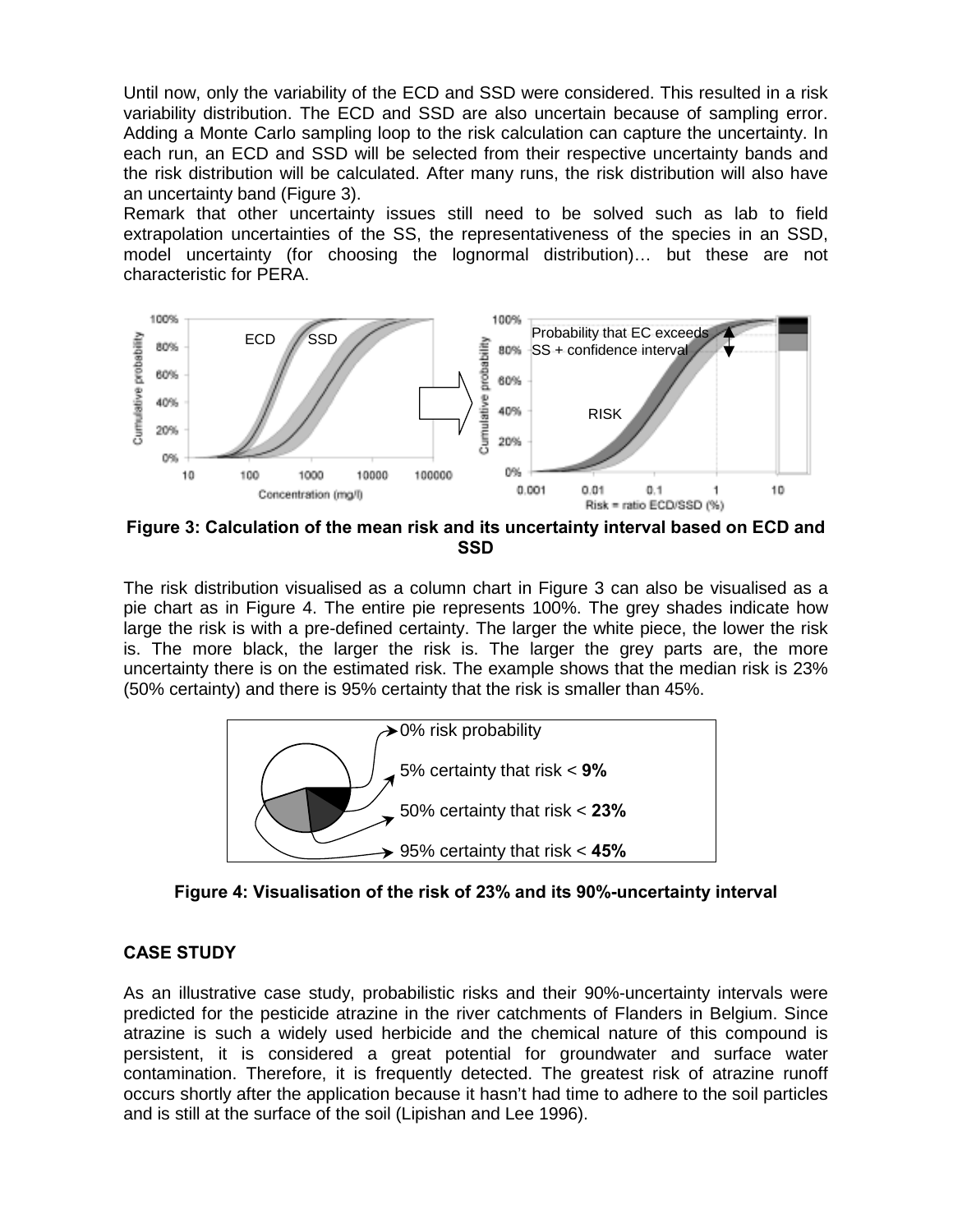Until now, only the variability of the ECD and SSD were considered. This resulted in a risk variability distribution. The ECD and SSD are also uncertain because of sampling error. Adding a Monte Carlo sampling loop to the risk calculation can capture the uncertainty. In each run, an ECD and SSD will be selected from their respective uncertainty bands and the risk distribution will be calculated. After many runs, the risk distribution will also have an uncertainty band (Figure 3).

Remark that other uncertainty issues still need to be solved such as lab to field extrapolation uncertainties of the SS, the representativeness of the species in an SSD, model uncertainty (for choosing the lognormal distribution)… but these are not characteristic for PERA.

**Figure 3: Calculation of the mean risk and its uncertainty interval based on ECD and SSD**

The risk distribution visualised as a column chart in Figure 3 can also be visualised as a pie chart as in Figure 4. The entire pie represents 100%. The grey shades indicate how large the risk is with a pre-defined certainty. The larger the white piece, the lower the risk is. The more black, the larger the risk is. The larger the grey parts are, the more uncertainty there is on the estimated risk. The example shows that the median risk is 23% (50% certainty) and there is 95% certainty that the risk is smaller than 45%.

**Figure 4: Visualisation of the risk of 23% and its 90%-uncertainty interval**

## CASE STUDY

As an illustrative case study, probabilistic risks and their 90%-uncertainty intervals were predicted for the pesticide atrazine in the river catchments of Flanders in Belgium. Since atrazine is such a widely used herbicide and the chemical nature of this compound is persistent, it is considered a great potential for groundwater and surface water contamination. Therefore, it is frequently detected. The greatest risk of atrazine runoff occurs shortly after the application because it hasn't had time to adhere to the soil particles and is still at the surface of the soil (Lipishan and Lee 1996).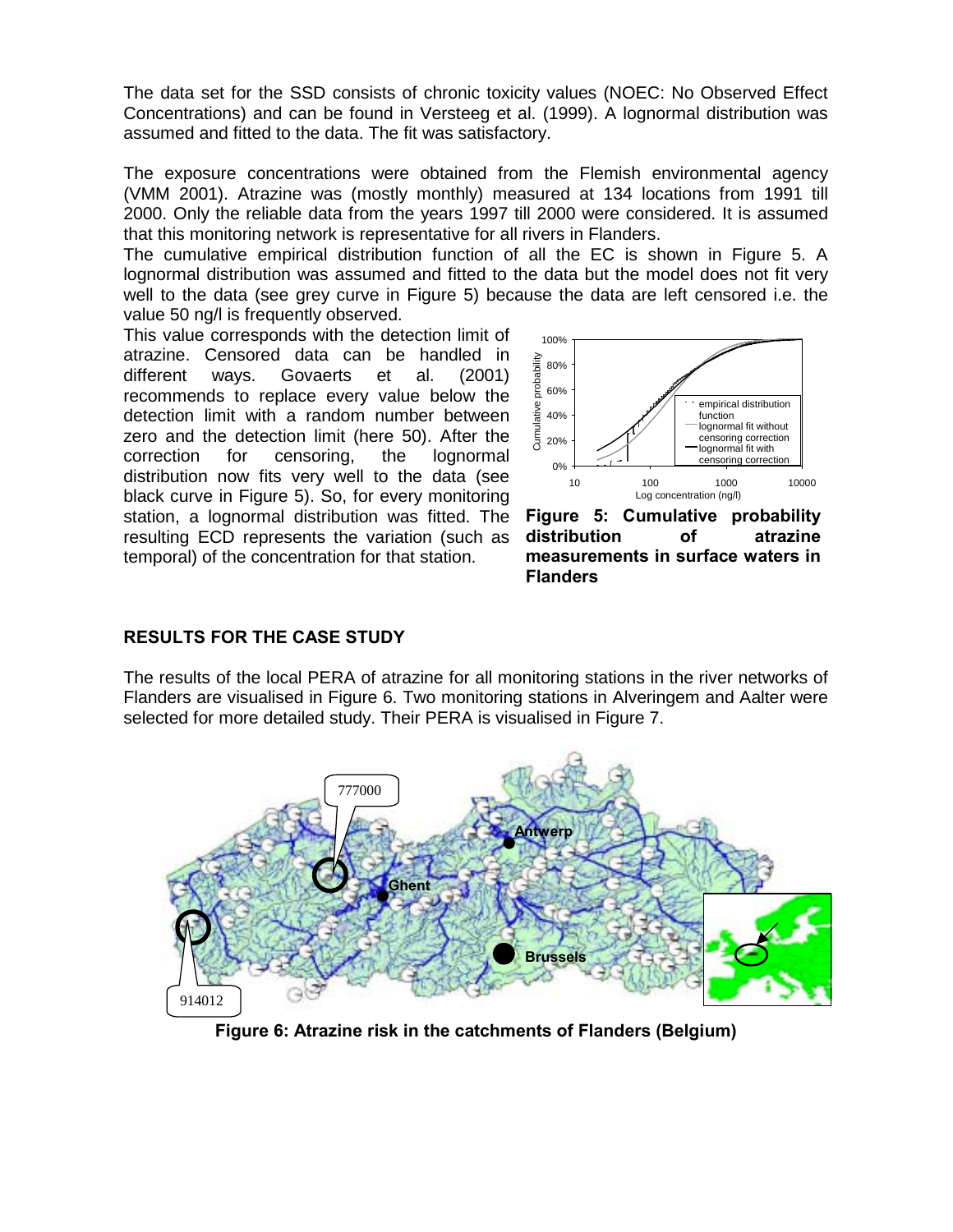The data set for the SSD consists of chronic toxicity values (NOEC: No Observed Effect Concentrations) and can be found in Versteeg et al. (1999). A lognormal distribution was assumed and fitted to the data. The fit was satisfactory.

The exposure concentrations were obtained from the Flemish environmental agency (VMM 2001). Atrazine was (mostly monthly) measured at 134 locations from 1991 till 2000. Only the reliable data from the years 1997 till 2000 were considered. It is assumed that this monitoring network is representative for all rivers in Flanders.

The cumulative empirical distribution function of all the EC is shown in Figure 5. A lognormal distribution was assumed and fitted to the data but the model does not fit very well to the data (see grey curve in Figure 5) because the data are left censored i.e. the value 50 ng/l is frequently observed.

This value corresponds with the detection limit of atrazine. Censored data can be handled in different ways. Govaerts et al. (2001) recommends to replace every value below the detection limit with a random number between zero and the detection limit (here 50). After the correction for censoring, the lognormal distribution now fits very well to the data (see black curve in Figure 5). So, for every monitoring station, a lognormal distribution was fitted. The resulting ECD represents the variation (such as temporal) of the concentration for that station.

**Figure 5: Cumulative probability distribution of atrazine measurements in surface waters in Flanders**

## RESULTS FOR THE CASE STUDY

The results of the local PERA of atrazine for all monitoring stations in the river networks of Flanders are visualised in Figure 6. Two monitoring stations in Alveringem and Aalter were selected for more detailed study. Their PERA is visualised in Figure 7.

**Figure 6: Atrazine risk in the catchments of Flanders (Belgium)**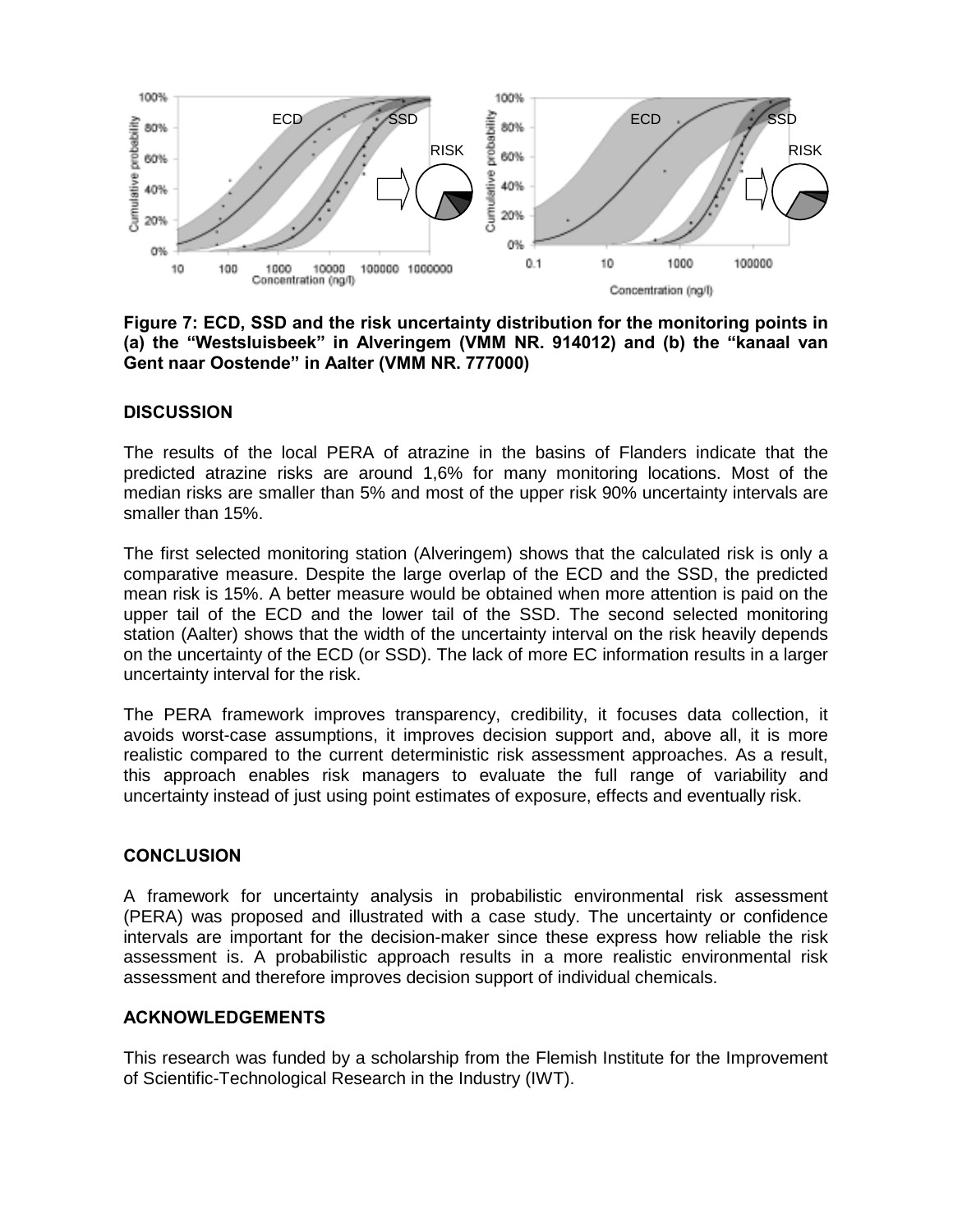**Figure 7: ECD, SSD and the risk uncertainty distribution for the monitoring points in (a) the "Westsluisbeek" in Alveringem (VMM NR. 914012) and (b) the "kanaal van Gent naar Oostende" in Aalter (VMM NR. 777000)**

## DISCUSSION

The results of the local PERA of atrazine in the basins of Flanders indicate that the predicted atrazine risks are around 1,6% for many monitoring locations. Most of the median risks are smaller than 5% and most of the upper risk 90% uncertainty intervals are smaller than 15%.

The first selected monitoring station (Alveringem) shows that the calculated risk is only a comparative measure. Despite the large overlap of the ECD and the SSD, the predicted mean risk is 15%. A better measure would be obtained when more attention is paid on the upper tail of the ECD and the lower tail of the SSD. The second selected monitoring station (Aalter) shows that the width of the uncertainty interval on the risk heavily depends on the uncertainty of the ECD (or SSD). The lack of more EC information results in a larger uncertainty interval for the risk.

The PERA framework improves transparency, credibility, it focuses data collection, it avoids worst-case assumptions, it improves decision support and, above all, it is more realistic compared to the current deterministic risk assessment approaches. As a result, this approach enables risk managers to evaluate the full range of variability and uncertainty instead of just using point estimates of exposure, effects and eventually risk.

## CONCLUSION

A framework for uncertainty analysis in probabilistic environmental risk assessment (PERA) was proposed and illustrated with a case study. The uncertainty or confidence intervals are important for the decision-maker since these express how reliable the risk assessment is. A probabilistic approach results in a more realistic environmental risk assessment and therefore improves decision support of individual chemicals.

## ACKNOWLEDGEMENTS

This research was funded by a scholarship from the Flemish Institute for the Improvement of Scientific-Technological Research in the Industry (IWT).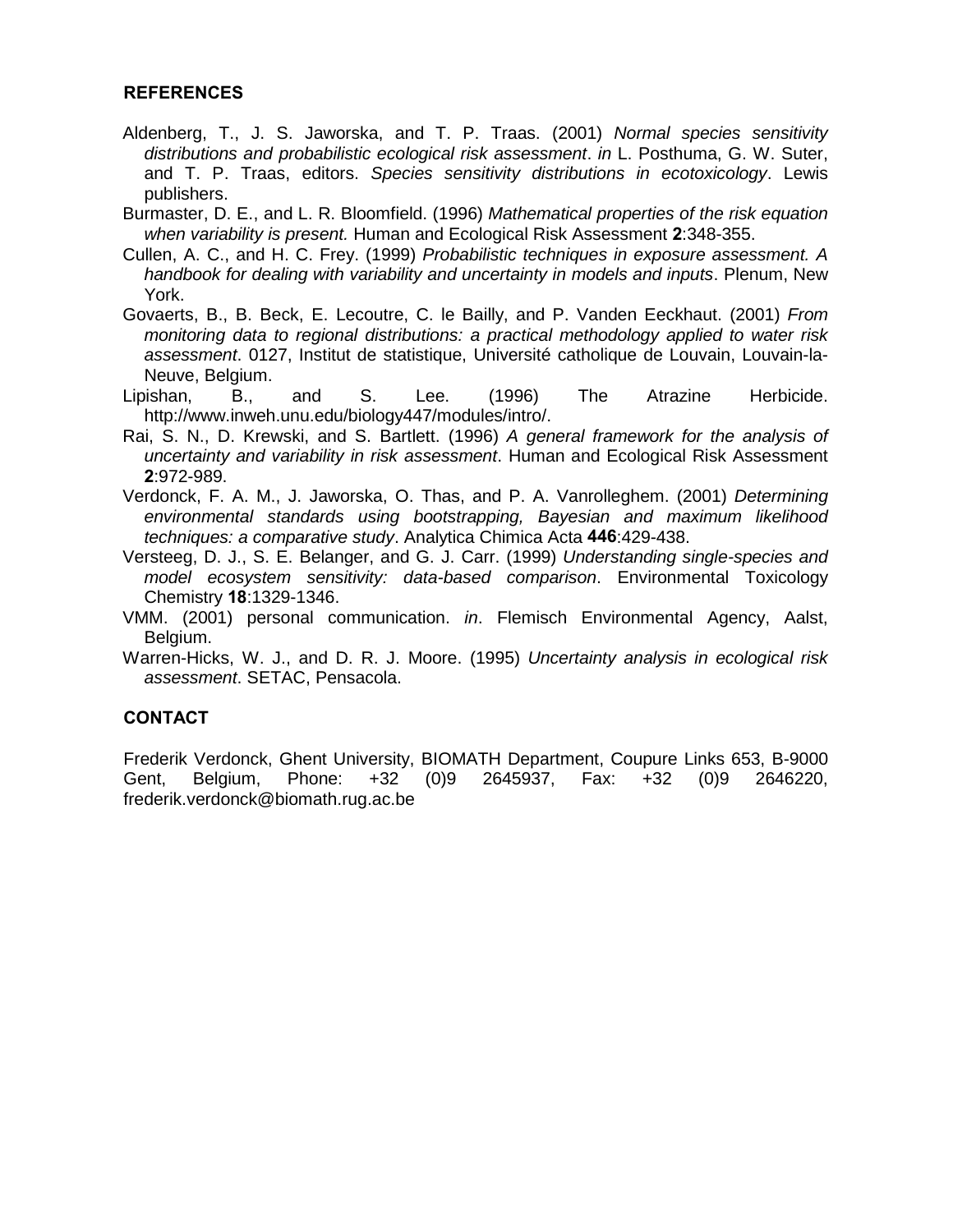## REFERENCES

Aldenberg, T., J. S. Jaworska, and T. P. Traas. (2001) *Normal species sensitivity distributions and probabilistic ecological risk assessment*. *in* L. Posthuma, G. W. Suter, and T. P. Traas, editors. *Species sensitivity distributions in ecotoxicology*. Lewis publishers.

Burmaster, D. E., and L. R. Bloomfield. (1996) *Mathematical properties of the risk equation when variability is present.* Human and Ecological Risk Assessment **2**:348-355.

Cullen, A. C., and H. C. Frey. (1999) *Probabilistic techniques in exposure assessment. A handbook for dealing with variability and uncertainty in models and inputs*. Plenum, New York.

Govaerts, B., B. Beck, E. Lecoutre, C. le Bailly, and P. Vanden Eeckhaut. (2001) *From monitoring data to regional distributions: a practical methodology applied to water risk assessment*. 0127, Institut de statistique, Université catholique de Louvain, Louvain-la-Neuve, Belgium.

Lipishan, B., and S. Lee. (1996) The Atrazine Herbicide. http://www.inweh.unu.edu/biology447/modules/intro/.

Rai, S. N., D. Krewski, and S. Bartlett. (1996) *A general framework for the analysis of uncertainty and variability in risk assessment*. Human and Ecological Risk Assessment **2**:972-989.

Verdonck, F. A. M., J. Jaworska, O. Thas, and P. A. Vanrolleghem. (2001) *Determining environmental standards using bootstrapping, Bayesian and maximum likelihood techniques: a comparative study*. Analytica Chimica Acta **446**:429-438.

Versteeg, D. J., S. E. Belanger, and G. J. Carr. (1999) *Understanding single-species and model ecosystem sensitivity: data-based comparison*. Environmental Toxicology Chemistry **18**:1329-1346.

VMM. (2001) personal communication. *in*. Flemisch Environmental Agency, Aalst, Belgium.

Warren-Hicks, W. J., and D. R. J. Moore. (1995) *Uncertainty analysis in ecological risk assessment*. SETAC, Pensacola.

## CONTACT

Frederik Verdonck, Ghent University, BIOMATH Department, Coupure Links 653, B-9000 Gent, Belgium, Phone: +32 (0)9 2645937, Fax: +32 (0)9 2646220, frederik.verdonck@biomath.rug.ac.be